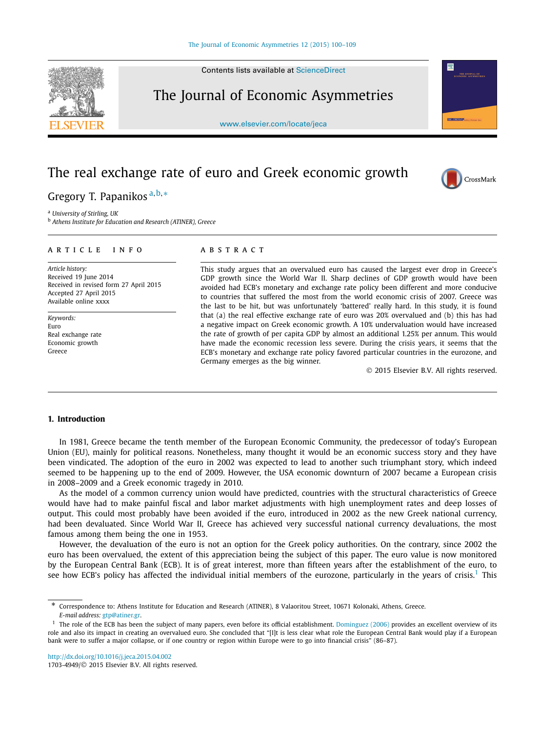# The real exchange rate of euro and Greek economic growth

Gregory T. Papanikos [a,b,*]

[a] University of Stirling, UK

[b] Athens Institute for Education and Research (ATINER), Greece

**ARTICLE INFO**

*Article history:*
Received 19 June 2014
Received in revised form 27 April 2015
Accepted 27 April 2015
Available online xxxx

*Keywords:*
Euro
Real exchange rate
Economic growth
Greece

**ABSTRACT**

This study argues that an overvalued euro has caused the largest ever drop in Greece's GDP growth since the World War II. Sharp declines of GDP growth would have been avoided had ECB's monetary and exchange rate policy been different and more conducive to countries that suffered the most from the world economic crisis of 2007. Greece was the last to be hit, but was unfortunately 'battered' really hard. In this study, it is found that (a) the real effective exchange rate of euro was 20% overvalued and (b) this has had a negative impact on Greek economic growth. A 10% undervaluation would have increased the rate of growth of per capita GDP by almost an additional 1.25% per annum. This would have made the economic recession less severe. During the crisis years, it seems that the ECB's monetary and exchange rate policy favored particular countries in the eurozone, and Germany emerges as the big winner.

© 2015 Elsevier B.V. All rights reserved.

## 1. Introduction

In 1981, Greece became the tenth member of the European Economic Community, the predecessor of today's European Union (EU), mainly for political reasons. Nonetheless, many thought it would be an economic success story and they have been vindicated. The adoption of the euro in 2002 was expected to lead to another such triumphant story, which indeed seemed to be happening up to the end of 2009. However, the USA economic downturn of 2007 became a European crisis in 2008–2009 and a Greek economic tragedy in 2010.

As the model of a common currency union would have predicted, countries with the structural characteristics of Greece would have had to make painful fiscal and labor market adjustments with high unemployment rates and deep losses of output. This could most probably have been avoided if the euro, introduced in 2002 as the new Greek national currency, had been devaluated. Since World War II, Greece has achieved very successful national currency devaluations, the most famous among them being the one in 1953.

However, the devaluation of the euro is not an option for the Greek policy authorities. On the contrary, since 2002 the euro has been overvalued, the extent of this appreciation being the subject of this paper. The euro value is now monitored by the European Central Bank (ECB). It is of great interest, more than fifteen years after the establishment of the euro, to see how ECB's policy has affected the individual initial members of the eurozone, particularly in the years of crisis.[1] This

---

* Correspondence to: Athens Institute for Education and Research (ATINER), 8 Valaoritou Street, 10671 Kolonaki, Athens, Greece.
*E-mail address:* gtp@atiner.gr.

[1] The role of the ECB has been the subject of many papers, even before its official establishment. Dominguez (2006) provides an excellent overview of its role and also its impact in creating an overvalued euro. She concluded that "[I]t is less clear what role the European Central Bank would play if a European bank were to suffer a major collapse, or if one country or region within Europe were to go into financial crisis" (86–87).

http://dx.doi.org/10.1016/j.jeca.2015.04.002
1703-4949/© 2015 Elsevier B.V. All rights reserved.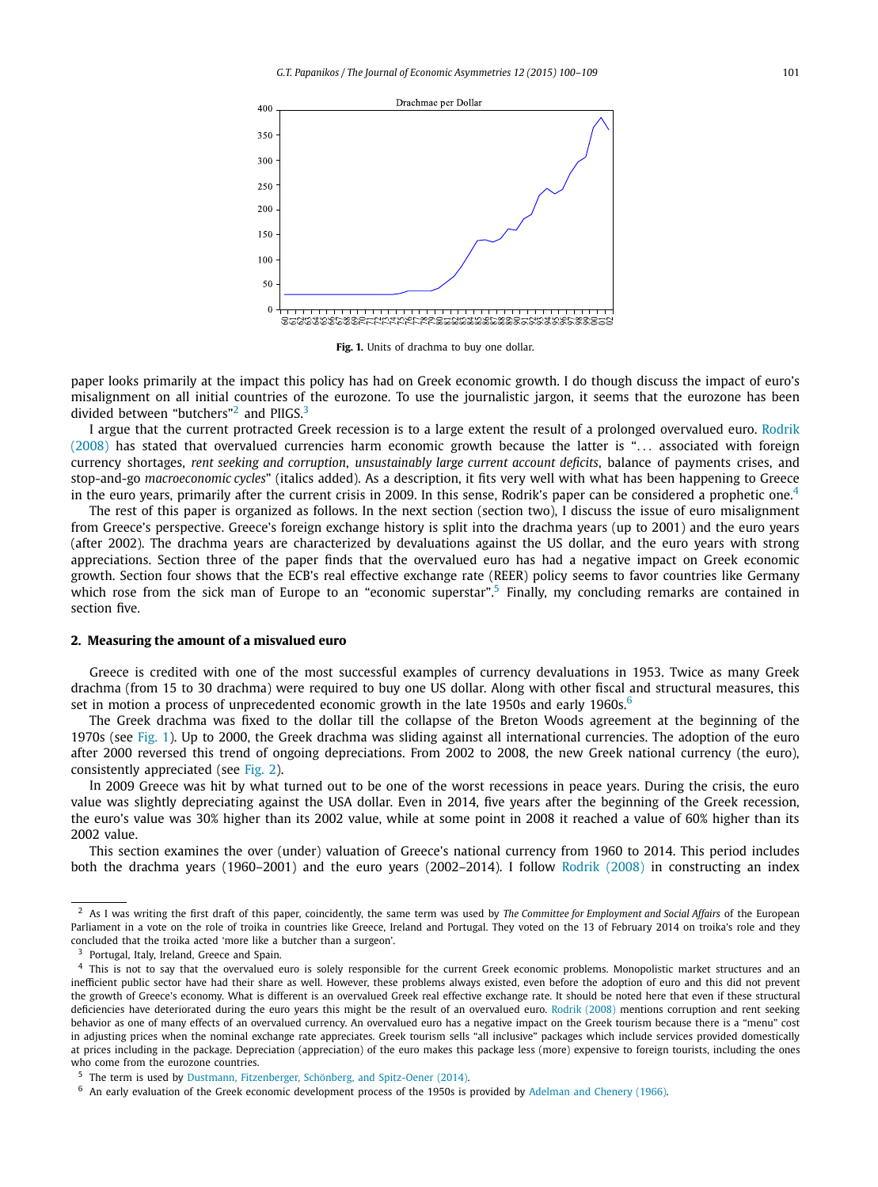Drachmae per Dollar

400
350
300
250
200
150
100
50
0

60 61 62 63 64 65 66 67 68 69 70 71 72 73 74 75 76 77 78 79 80 81 82 83 84 85 86 87 88 89 90 91 92 93 94 95 96 97 98 99 00 01 02

**Fig. 1.** Units of drachma to buy one dollar.

paper looks primarily at the impact this policy has had on Greek economic growth. I do though discuss the impact of euro's misalignment on all initial countries of the eurozone. To use the journalistic jargon, it seems that the eurozone has been divided between "butchers"[2] and PIIGS.[3]

I argue that the current protracted Greek recession is to a large extent the result of a prolonged overvalued euro. Rodrik (2008) has stated that overvalued currencies harm economic growth because the latter is "... associated with foreign currency shortages, *rent seeking and corruption*, *unsustainably large current account deficits*, balance of payments crises, and stop-and-go *macroeconomic cycles*" (italics added). As a description, it fits very well with what has been happening to Greece in the euro years, primarily after the current crisis in 2009. In this sense, Rodrik's paper can be considered a prophetic one.[4]

The rest of this paper is organized as follows. In the next section (section two), I discuss the issue of euro misalignment from Greece's perspective. Greece's foreign exchange history is split into the drachma years (up to 2001) and the euro years (after 2002). The drachma years are characterized by devaluations against the US dollar, and the euro years with strong appreciations. Section three of the paper finds that the overvalued euro has had a negative impact on Greek economic growth. Section four shows that the ECB's real effective exchange rate (REER) policy seems to favor countries like Germany which rose from the sick man of Europe to an "economic superstar".[5] Finally, my concluding remarks are contained in section five.

## 2. Measuring the amount of a misvalued euro

Greece is credited with one of the most successful examples of currency devaluations in 1953. Twice as many Greek drachma (from 15 to 30 drachma) were required to buy one US dollar. Along with other fiscal and structural measures, this set in motion a process of unprecedented economic growth in the late 1950s and early 1960s.[6]

The Greek drachma was fixed to the dollar till the collapse of the Breton Woods agreement at the beginning of the 1970s (see Fig. 1). Up to 2000, the Greek drachma was sliding against all international currencies. The adoption of the euro after 2000 reversed this trend of ongoing depreciations. From 2002 to 2008, the new Greek national currency (the euro), consistently appreciated (see Fig. 2).

In 2009 Greece was hit by what turned out to be one of the worst recessions in peace years. During the crisis, the euro value was slightly depreciating against the USA dollar. Even in 2014, five years after the beginning of the Greek recession, the euro's value was 30% higher than its 2002 value, while at some point in 2008 it reached a value of 60% higher than its 2002 value.

This section examines the over (under) valuation of Greece's national currency from 1960 to 2014. This period includes both the drachma years (1960–2001) and the euro years (2002–2014). I follow Rodrik (2008) in constructing an index

[2] As I was writing the first draft of this paper, coincidently, the same term was used by *The Committee for Employment and Social Affairs* of the European Parliament in a vote on the role of troika in countries like Greece, Ireland and Portugal. They voted on the 13 of February 2014 on troika's role and they concluded that the troika acted 'more like a butcher than a surgeon'.

[3] Portugal, Italy, Ireland, Greece and Spain.

[4] This is not to say that the overvalued euro is solely responsible for the current Greek economic problems. Monopolistic market structures and an inefficient public sector have had their share as well. However, these problems always existed, even before the adoption of euro and this did not prevent the growth of Greece's economy. What is different is an overvalued Greek real effective exchange rate. It should be noted here that even if these structural deficiencies have deteriorated during the euro years this might be the result of an overvalued euro. Rodrik (2008) mentions corruption and rent seeking behavior as one of many effects of an overvalued currency. An overvalued euro has a negative impact on the Greek tourism because there is a "menu" cost in adjusting prices when the nominal exchange rate appreciates. Greek tourism sells "all inclusive" packages which include services provided domestically at prices including in the package. Depreciation (appreciation) of the euro makes this package less (more) expensive to foreign tourists, including the ones who come from the eurozone countries.

[5] The term is used by Dustmann, Fitzenberger, Schönberg, and Spitz-Oener (2014).

[6] An early evaluation of the Greek economic development process of the 1950s is provided by Adelman and Chenery (1966).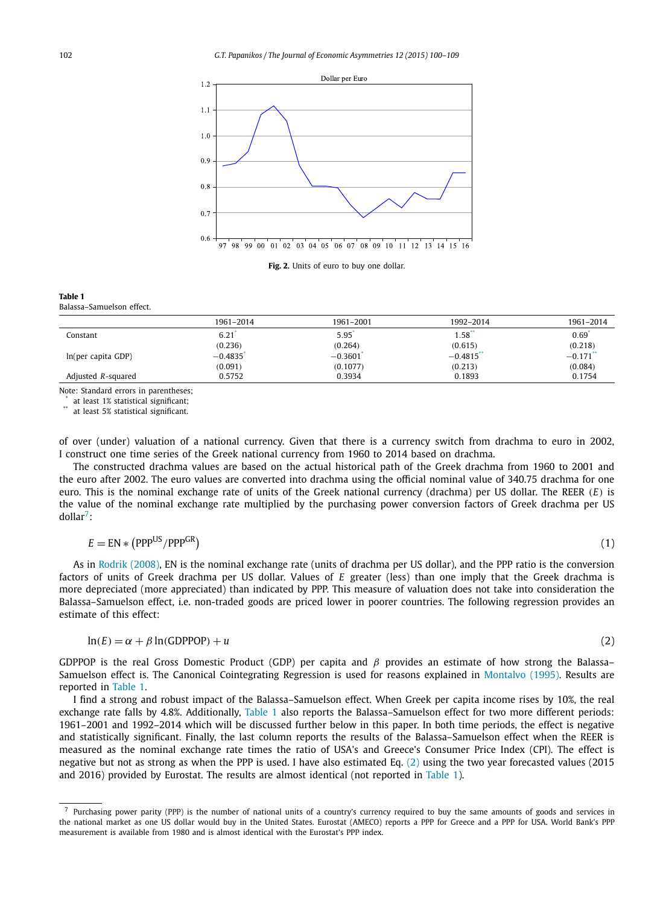Dollar per Euro

1.2
1.1
1.0
0.9
0.8
0.7
0.6

97 98 99 00 01 02 03 04 05 06 07 08 09 10 11 12 13 14 15 16

**Fig. 2.** Units of euro to buy one dollar.

**Table 1**
Balassa–Samuelson effect.

| | 1961–2014 | 1961–2001 | 1992–2014 | 1961–2014 |
|---|---|---|---|---|
| Constant | 6.21* | 5.95* | 1.58** | 0.69* |
| | (0.236) | (0.264) | (0.615) | (0.218) |
| ln(per capita GDP) | −0.4835* | −0.3601* | −0.4815** | −0.171** |
| | (0.091) | (0.1077) | (0.213) | (0.084) |
| Adjusted $R$-squared | 0.5752 | 0.3934 | 0.1893 | 0.1754 |

Note: Standard errors in parentheses;
\* at least 1% statistical significant;
\*\* at least 5% statistical significant.

of over (under) valuation of a national currency. Given that there is a currency switch from drachma to euro in 2002, I construct one time series of the Greek national currency from 1960 to 2014 based on drachma.

The constructed drachma values are based on the actual historical path of the Greek drachma from 1960 to 2001 and the euro after 2002. The euro values are converted into drachma using the official nominal value of 340.75 drachma for one euro. This is the nominal exchange rate of units of the Greek national currency (drachma) per US dollar. The REER ($E$) is the value of the nominal exchange rate multiplied by the purchasing power conversion factors of Greek drachma per US dollar[7]:

$$E = \text{EN} * \left(\text{PPP}^{\text{US}}/\text{PPP}^{\text{GR}}\right) \tag{1}$$

As in Rodrik (2008), EN is the nominal exchange rate (units of drachma per US dollar), and the PPP ratio is the conversion factors of units of Greek drachma per US dollar. Values of $E$ greater (less) than one imply that the Greek drachma is more depreciated (more appreciated) than indicated by PPP. This measure of valuation does not take into consideration the Balassa–Samuelson effect, i.e. non-traded goods are priced lower in poorer countries. The following regression provides an estimate of this effect:

$$\ln(E) = \alpha + \beta \ln(\text{GDPPOP}) + u \tag{2}$$

GDPPOP is the real Gross Domestic Product (GDP) per capita and $\beta$ provides an estimate of how strong the Balassa–Samuelson effect is. The Canonical Cointegrating Regression is used for reasons explained in Montalvo (1995). Results are reported in Table 1.

I find a strong and robust impact of the Balassa–Samuelson effect. When Greek per capita income rises by 10%, the real exchange rate falls by 4.8%. Additionally, Table 1 also reports the Balassa–Samuelson effect for two more different periods: 1961–2001 and 1992–2014 which will be discussed further below in this paper. In both time periods, the effect is negative and statistically significant. Finally, the last column reports the results of the Balassa–Samuelson effect when the REER is measured as the nominal exchange rate times the ratio of USA's and Greece's Consumer Price Index (CPI). The effect is negative but not as strong as when the PPP is used. I have also estimated Eq. (2) using the two year forecasted values (2015 and 2016) provided by Eurostat. The results are almost identical (not reported in Table 1).

[7] Purchasing power parity (PPP) is the number of national units of a country's currency required to buy the same amounts of goods and services in the national market as one US dollar would buy in the United States. Eurostat (AMECO) reports a PPP for Greece and a PPP for USA. World Bank's PPP measurement is available from 1980 and is almost identical with the Eurostat's PPP index.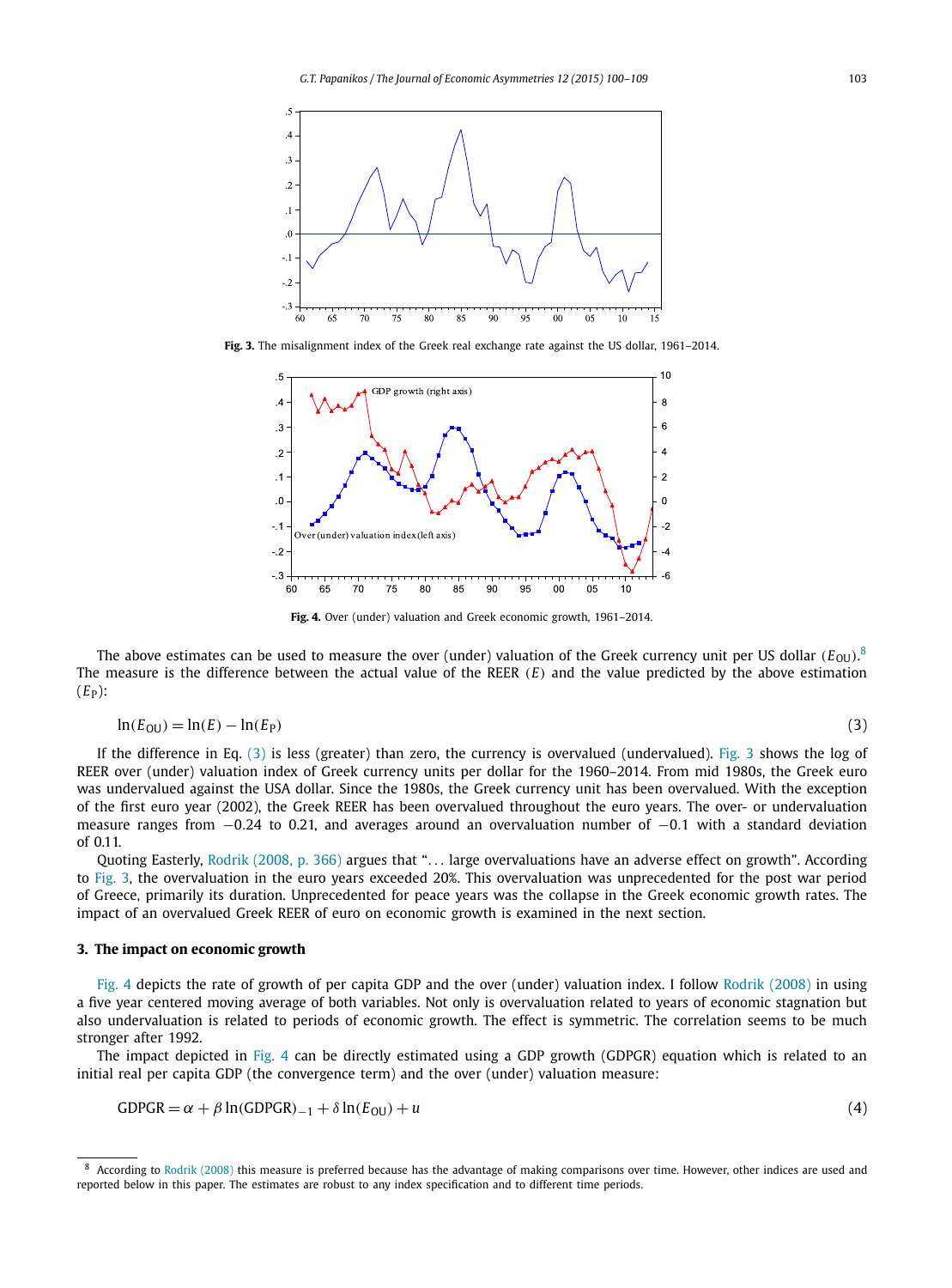.5

.4

.3

.2

.1

.0

-.1

-.2

-.3

60 65 70 75 80 85 90 95 00 05 10 15

**Fig. 3.** The misalignment index of the Greek real exchange rate against the US dollar, 1961–2014.

GDP growth (right axis)

Over (under) valuation index (left axis)

.5 .4 .3 .2 .1 .0 -.1 -.2 -.3

10 8 6 4 2 0 -2 -4 -6

60 65 70 75 80 85 90 95 00 05 10

**Fig. 4.** Over (under) valuation and Greek economic growth, 1961–2014.

The above estimates can be used to measure the over (under) valuation of the Greek currency unit per US dollar ($E_{\mathrm{OU}}$).[8] The measure is the difference between the actual value of the REER ($E$) and the value predicted by the above estimation ($E_{\mathrm{P}}$):

$$\ln(E_{\mathrm{OU}}) = \ln(E) - \ln(E_{\mathrm{P}}) \tag{3}$$

If the difference in Eq. (3) is less (greater) than zero, the currency is overvalued (undervalued). Fig. 3 shows the log of REER over (under) valuation index of Greek currency units per dollar for the 1960–2014. From mid 1980s, the Greek euro was undervalued against the USA dollar. Since the 1980s, the Greek currency unit has been overvalued. With the exception of the first euro year (2002), the Greek REER has been overvalued throughout the euro years. The over- or undervaluation measure ranges from −0.24 to 0.21, and averages around an overvaluation number of −0.1 with a standard deviation of 0.11.

Quoting Easterly, Rodrik (2008, p. 366) argues that "... large overvaluations have an adverse effect on growth". According to Fig. 3, the overvaluation in the euro years exceeded 20%. This overvaluation was unprecedented for the post war period of Greece, primarily its duration. Unprecedented for peace years was the collapse in the Greek economic growth rates. The impact of an overvalued Greek REER of euro on economic growth is examined in the next section.

## 3. The impact on economic growth

Fig. 4 depicts the rate of growth of per capita GDP and the over (under) valuation index. I follow Rodrik (2008) in using a five year centered moving average of both variables. Not only is overvaluation related to years of economic stagnation but also undervaluation is related to periods of economic growth. The effect is symmetric. The correlation seems to be much stronger after 1992.

The impact depicted in Fig. 4 can be directly estimated using a GDP growth (GDPGR) equation which is related to an initial real per capita GDP (the convergence term) and the over (under) valuation measure:

$$\mathrm{GDPGR} = \alpha + \beta \ln(\mathrm{GDPGR})_{-1} + \delta \ln(E_{\mathrm{OU}}) + u \tag{4}$$

[8] According to Rodrik (2008) this measure is preferred because has the advantage of making comparisons over time. However, other indices are used and reported below in this paper. The estimates are robust to any index specification and to different time periods.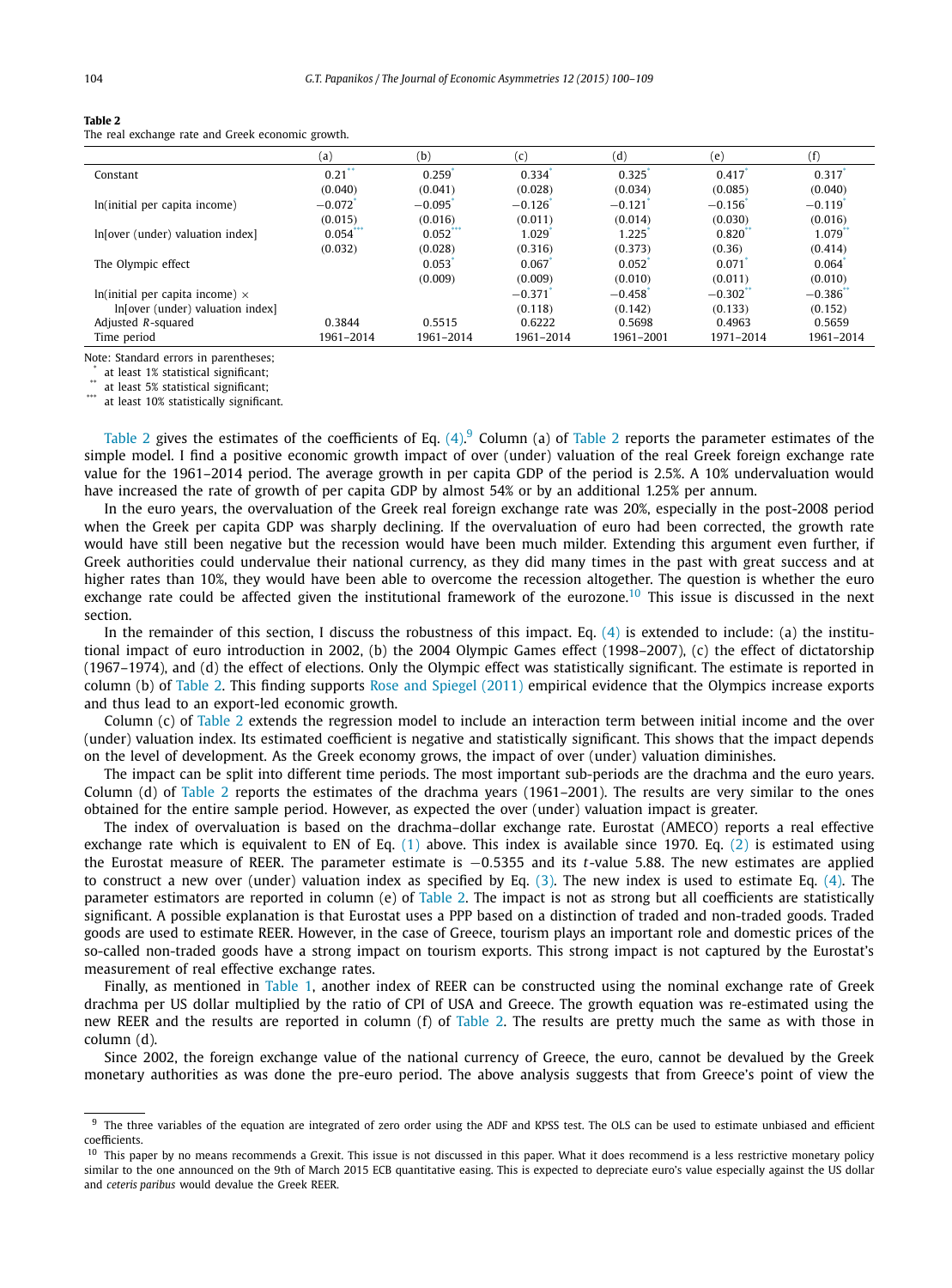**Table 2**
The real exchange rate and Greek economic growth.

| | (a) | (b) | (c) | (d) | (e) | (f) |
|---|---|---|---|---|---|---|
| Constant | 0.21** | 0.259* | 0.334* | 0.325* | 0.417* | 0.317* |
| | (0.040) | (0.041) | (0.028) | (0.034) | (0.085) | (0.040) |
| ln(initial per capita income) | −0.072* | −0.095* | −0.126* | −0.121* | −0.156* | −0.119* |
| | (0.015) | (0.016) | (0.011) | (0.014) | (0.030) | (0.016) |
| ln[over (under) valuation index] | 0.054*** | 0.052*** | 1.029* | 1.225* | 0.820** | 1.079** |
| | (0.032) | (0.028) | (0.316) | (0.373) | (0.36) | (0.414) |
| The Olympic effect | | 0.053* | 0.067* | 0.052* | 0.071* | 0.064* |
| | | (0.009) | (0.009) | (0.010) | (0.011) | (0.010) |
| ln(initial per capita income) × ln[over (under) valuation index] | | | −0.371* | −0.458* | −0.302** | −0.386** |
| | | | (0.118) | (0.142) | (0.133) | (0.152) |
| Adjusted $R$-squared | 0.3844 | 0.5515 | 0.6222 | 0.5698 | 0.4963 | 0.5659 |
| Time period | 1961–2014 | 1961–2014 | 1961–2014 | 1961–2001 | 1971–2014 | 1961–2014 |

Note: Standard errors in parentheses;
\* at least 1% statistical significant;
\*\* at least 5% statistical significant;
\*\*\* at least 10% statistically significant.

Table 2 gives the estimates of the coefficients of Eq. (4).[9] Column (a) of Table 2 reports the parameter estimates of the simple model. I find a positive economic growth impact of over (under) valuation of the real Greek foreign exchange rate value for the 1961–2014 period. The average growth in per capita GDP of the period is 2.5%. A 10% undervaluation would have increased the rate of growth of per capita GDP by almost 54% or by an additional 1.25% per annum.

In the euro years, the overvaluation of the Greek real foreign exchange rate was 20%, especially in the post-2008 period when the Greek per capita GDP was sharply declining. If the overvaluation of euro had been corrected, the growth rate would have still been negative but the recession would have been much milder. Extending this argument even further, if Greek authorities could undervalue their national currency, as they did many times in the past with great success and at higher rates than 10%, they would have been able to overcome the recession altogether. The question is whether the euro exchange rate could be affected given the institutional framework of the eurozone.[10] This issue is discussed in the next section.

In the remainder of this section, I discuss the robustness of this impact. Eq. (4) is extended to include: (a) the institutional impact of euro introduction in 2002, (b) the 2004 Olympic Games effect (1998–2007), (c) the effect of dictatorship (1967–1974), and (d) the effect of elections. Only the Olympic effect was statistically significant. The estimate is reported in column (b) of Table 2. This finding supports Rose and Spiegel (2011) empirical evidence that the Olympics increase exports and thus lead to an export-led economic growth.

Column (c) of Table 2 extends the regression model to include an interaction term between initial income and the over (under) valuation index. Its estimated coefficient is negative and statistically significant. This shows that the impact depends on the level of development. As the Greek economy grows, the impact of over (under) valuation diminishes.

The impact can be split into different time periods. The most important sub-periods are the drachma and the euro years. Column (d) of Table 2 reports the estimates of the drachma years (1961–2001). The results are very similar to the ones obtained for the entire sample period. However, as expected the over (under) valuation impact is greater.

The index of overvaluation is based on the drachma–dollar exchange rate. Eurostat (AMECO) reports a real effective exchange rate which is equivalent to EN of Eq. (1) above. This index is available since 1970. Eq. (2) is estimated using the Eurostat measure of REER. The parameter estimate is −0.5355 and its $t$-value 5.88. The new estimates are applied to construct a new over (under) valuation index as specified by Eq. (3). The new index is used to estimate Eq. (4). The parameter estimators are reported in column (e) of Table 2. The impact is not as strong but all coefficients are statistically significant. A possible explanation is that Eurostat uses a PPP based on a distinction of traded and non-traded goods. Traded goods are used to estimate REER. However, in the case of Greece, tourism plays an important role and domestic prices of the so-called non-traded goods have a strong impact on tourism exports. This strong impact is not captured by the Eurostat's measurement of real effective exchange rates.

Finally, as mentioned in Table 1, another index of REER can be constructed using the nominal exchange rate of Greek drachma per US dollar multiplied by the ratio of CPI of USA and Greece. The growth equation was re-estimated using the new REER and the results are reported in column (f) of Table 2. The results are pretty much the same as with those in column (d).

Since 2002, the foreign exchange value of the national currency of Greece, the euro, cannot be devalued by the Greek monetary authorities as was done the pre-euro period. The above analysis suggests that from Greece's point of view the

---

[9] The three variables of the equation are integrated of zero order using the ADF and KPSS test. The OLS can be used to estimate unbiased and efficient coefficients.

[10] This paper by no means recommends a Grexit. This issue is not discussed in this paper. What it does recommend is a less restrictive monetary policy similar to the one announced on the 9th of March 2015 ECB quantitative easing. This is expected to depreciate euro's value especially against the US dollar and *ceteris paribus* would devalue the Greek REER.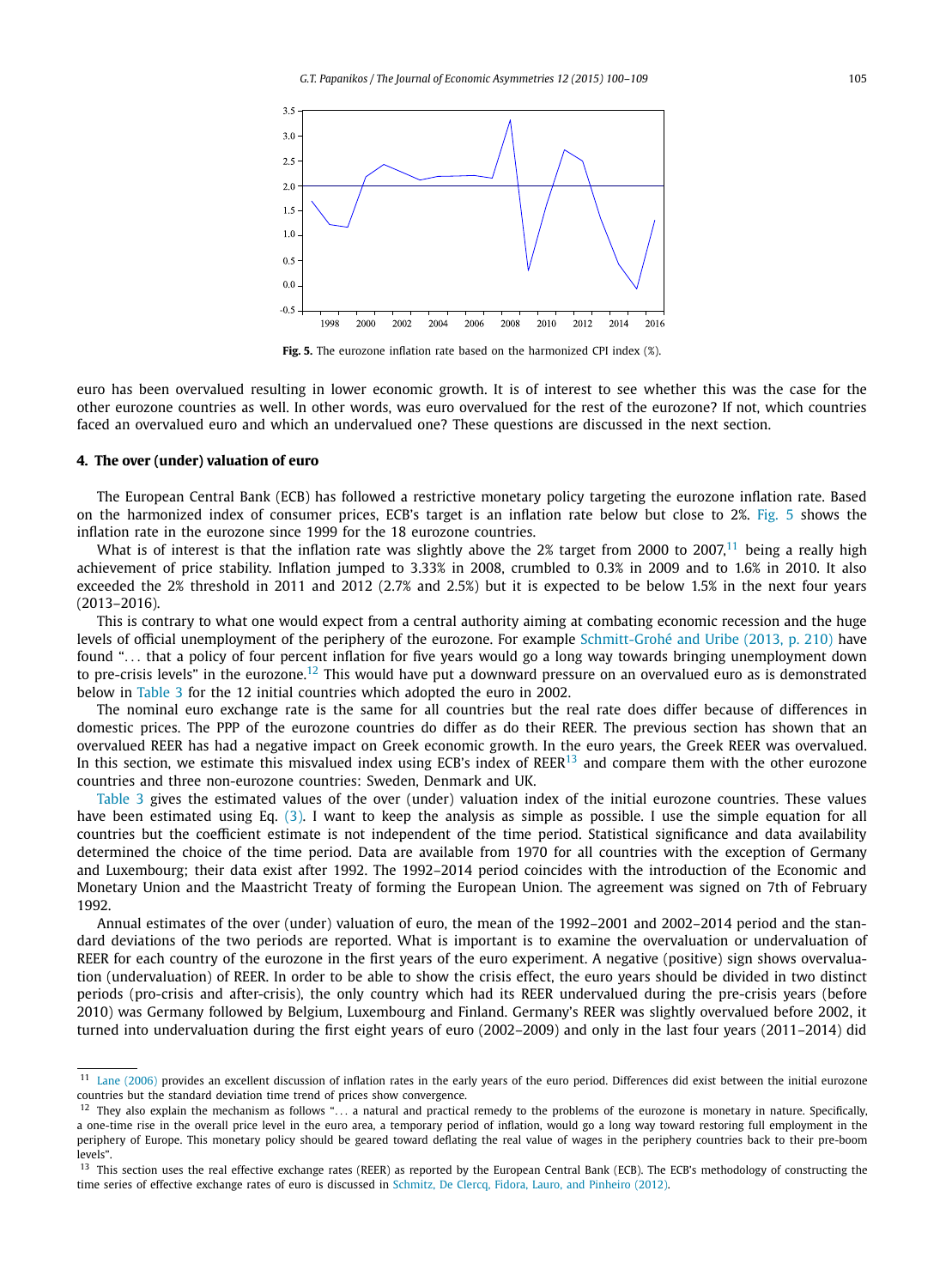Fig. 5. The eurozone inflation rate based on the harmonized CPI index (%).

euro has been overvalued resulting in lower economic growth. It is of interest to see whether this was the case for the other eurozone countries as well. In other words, was euro overvalued for the rest of the eurozone? If not, which countries faced an overvalued euro and which an undervalued one? These questions are discussed in the next section.

## 4. The over (under) valuation of euro

The European Central Bank (ECB) has followed a restrictive monetary policy targeting the eurozone inflation rate. Based on the harmonized index of consumer prices, ECB's target is an inflation rate below but close to 2%. Fig. 5 shows the inflation rate in the eurozone since 1999 for the 18 eurozone countries.

What is of interest is that the inflation rate was slightly above the 2% target from 2000 to 2007,[11] being a really high achievement of price stability. Inflation jumped to 3.33% in 2008, crumbled to 0.3% in 2009 and to 1.6% in 2010. It also exceeded the 2% threshold in 2011 and 2012 (2.7% and 2.5%) but it is expected to be below 1.5% in the next four years (2013–2016).

This is contrary to what one would expect from a central authority aiming at combating economic recession and the huge levels of official unemployment of the periphery of the eurozone. For example Schmitt-Grohé and Uribe (2013, p. 210) have found "... that a policy of four percent inflation for five years would go a long way towards bringing unemployment down to pre-crisis levels" in the eurozone.[12] This would have put a downward pressure on an overvalued euro as is demonstrated below in Table 3 for the 12 initial countries which adopted the euro in 2002.

The nominal euro exchange rate is the same for all countries but the real rate does differ because of differences in domestic prices. The PPP of the eurozone countries do differ as do their REER. The previous section has shown that an overvalued REER has had a negative impact on Greek economic growth. In the euro years, the Greek REER was overvalued. In this section, we estimate this misvalued index using ECB's index of REER[13] and compare them with the other eurozone countries and three non-eurozone countries: Sweden, Denmark and UK.

Table 3 gives the estimated values of the over (under) valuation index of the initial eurozone countries. These values have been estimated using Eq. (3). I want to keep the analysis as simple as possible. I use the simple equation for all countries but the coefficient estimate is not independent of the time period. Statistical significance and data availability determined the choice of the time period. Data are available from 1970 for all countries with the exception of Germany and Luxembourg; their data exist after 1992. The 1992–2014 period coincides with the introduction of the Economic and Monetary Union and the Maastricht Treaty of forming the European Union. The agreement was signed on 7th of February 1992.

Annual estimates of the over (under) valuation of euro, the mean of the 1992–2001 and 2002–2014 period and the standard deviations of the two periods are reported. What is important is to examine the overvaluation or undervaluation of REER for each country of the eurozone in the first years of the euro experiment. A negative (positive) sign shows overvaluation (undervaluation) of REER. In order to be able to show the crisis effect, the euro years should be divided in two distinct periods (pro-crisis and after-crisis), the only country which had its REER undervalued during the pre-crisis years (before 2010) was Germany followed by Belgium, Luxembourg and Finland. Germany's REER was slightly overvalued before 2002, it turned into undervaluation during the first eight years of euro (2002–2009) and only in the last four years (2011–2014) did

[11] Lane (2006) provides an excellent discussion of inflation rates in the early years of the euro period. Differences did exist between the initial eurozone countries but the standard deviation time trend of prices show convergence.

[12] They also explain the mechanism as follows "... a natural and practical remedy to the problems of the eurozone is monetary in nature. Specifically, a one-time rise in the overall price level in the euro area, a temporary period of inflation, would go a long way toward restoring full employment in the periphery of Europe. This monetary policy should be geared toward deflating the real value of wages in the periphery countries back to their pre-boom levels".

[13] This section uses the real effective exchange rates (REER) as reported by the European Central Bank (ECB). The ECB's methodology of constructing the time series of effective exchange rates of euro is discussed in Schmitz, De Clercq, Fidora, Lauro, and Pinheiro (2012).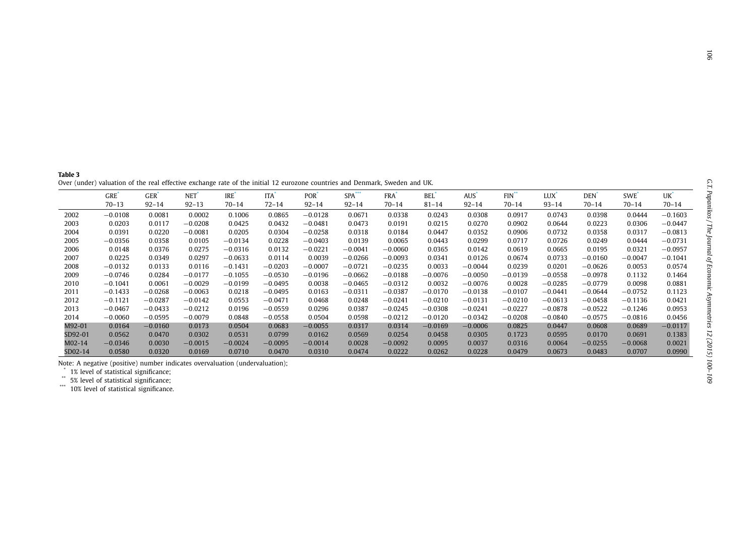**Table 3**
Over (under) valuation of the real effective exchange rate of the initial 12 eurozone countries and Denmark, Sweden and UK.

| | GRE* 70–13 | GER* 92–14 | NET* 92–13 | IRE* 70–14 | ITA* 72–14 | POR* 92–14 | SPA*** 92–14 | FRA* 70–14 | BEL* 81–14 | AUS* 92–14 | FIN** 70–14 | LUX* 93–14 | DEN* 70–14 | SWE* 70–14 | UK* 70–14 |
|---|---|---|---|---|---|---|---|---|---|---|---|---|---|---|---|
| 2002 | −0.0108 | 0.0081 | 0.0002 | 0.1006 | 0.0865 | −0.0128 | 0.0671 | 0.0338 | 0.0243 | 0.0308 | 0.0917 | 0.0743 | 0.0398 | 0.0444 | −0.1603 |
| 2003 | 0.0203 | 0.0117 | −0.0208 | 0.0425 | 0.0432 | −0.0481 | 0.0473 | 0.0191 | 0.0215 | 0.0270 | 0.0902 | 0.0644 | 0.0223 | 0.0306 | −0.0447 |
| 2004 | 0.0391 | 0.0220 | −0.0081 | 0.0205 | 0.0304 | −0.0258 | 0.0318 | 0.0184 | 0.0447 | 0.0352 | 0.0906 | 0.0732 | 0.0358 | 0.0317 | −0.0813 |
| 2005 | −0.0356 | 0.0358 | 0.0105 | −0.0134 | 0.0228 | −0.0403 | 0.0139 | 0.0065 | 0.0443 | 0.0299 | 0.0717 | 0.0726 | 0.0249 | 0.0444 | −0.0731 |
| 2006 | 0.0148 | 0.0376 | 0.0275 | −0.0316 | 0.0132 | −0.0221 | −0.0041 | −0.0060 | 0.0365 | 0.0142 | 0.0619 | 0.0665 | 0.0195 | 0.0321 | −0.0957 |
| 2007 | 0.0225 | 0.0349 | 0.0297 | −0.0633 | 0.0114 | 0.0039 | −0.0266 | −0.0093 | 0.0341 | 0.0126 | 0.0674 | 0.0733 | −0.0160 | −0.0047 | −0.1041 |
| 2008 | −0.0132 | 0.0133 | 0.0116 | −0.1431 | −0.0203 | −0.0007 | −0.0721 | −0.0235 | 0.0033 | −0.0044 | 0.0239 | 0.0201 | −0.0626 | 0.0053 | 0.0574 |
| 2009 | −0.0746 | 0.0284 | −0.0177 | −0.1055 | −0.0530 | −0.0196 | −0.0662 | −0.0188 | −0.0076 | −0.0050 | −0.0139 | −0.0558 | −0.0978 | 0.1132 | 0.1464 |
| 2010 | −0.1041 | 0.0061 | −0.0029 | −0.0199 | −0.0495 | 0.0038 | −0.0465 | −0.0312 | 0.0032 | −0.0076 | 0.0028 | −0.0285 | −0.0779 | 0.0098 | 0.0881 |
| 2011 | −0.1433 | −0.0268 | −0.0063 | 0.0218 | −0.0495 | 0.0163 | −0.0311 | −0.0387 | −0.0170 | −0.0138 | −0.0107 | −0.0441 | −0.0644 | −0.0752 | 0.1123 |
| 2012 | −0.1121 | −0.0287 | −0.0142 | 0.0553 | −0.0471 | 0.0468 | 0.0248 | −0.0241 | −0.0210 | −0.0131 | −0.0210 | −0.0613 | −0.0458 | −0.1136 | 0.0421 |
| 2013 | −0.0467 | −0.0433 | −0.0212 | 0.0196 | −0.0559 | 0.0296 | 0.0387 | −0.0245 | −0.0308 | −0.0241 | −0.0227 | −0.0878 | −0.0522 | −0.1246 | 0.0953 |
| 2014 | −0.0060 | −0.0595 | −0.0079 | 0.0848 | −0.0558 | 0.0504 | 0.0598 | −0.0212 | −0.0120 | −0.0342 | −0.0208 | −0.0840 | −0.0575 | −0.0816 | 0.0456 |
| M92-01 | 0.0164 | −0.0160 | 0.0173 | 0.0504 | 0.0683 | −0.0055 | 0.0317 | 0.0314 | −0.0169 | −0.0006 | 0.0825 | 0.0447 | 0.0608 | 0.0689 | −0.0117 |
| SD92-01 | 0.0562 | 0.0470 | 0.0302 | 0.0531 | 0.0799 | 0.0162 | 0.0569 | 0.0254 | 0.0458 | 0.0305 | 0.1723 | 0.0595 | 0.0170 | 0.0691 | 0.1383 |
| M02-14 | −0.0346 | 0.0030 | −0.0015 | −0.0024 | −0.0095 | −0.0014 | 0.0028 | −0.0092 | 0.0095 | 0.0037 | 0.0316 | 0.0064 | −0.0255 | −0.0068 | 0.0021 |
| SD02-14 | 0.0580 | 0.0320 | 0.0169 | 0.0710 | 0.0470 | 0.0310 | 0.0474 | 0.0222 | 0.0262 | 0.0228 | 0.0479 | 0.0673 | 0.0483 | 0.0707 | 0.0990 |

Note: A negative (positive) number indicates overvaluation (undervaluation);

\* 1% level of statistical significance;

\*\* 5% level of statistical significance;

\*\*\* 10% level of statistical significance.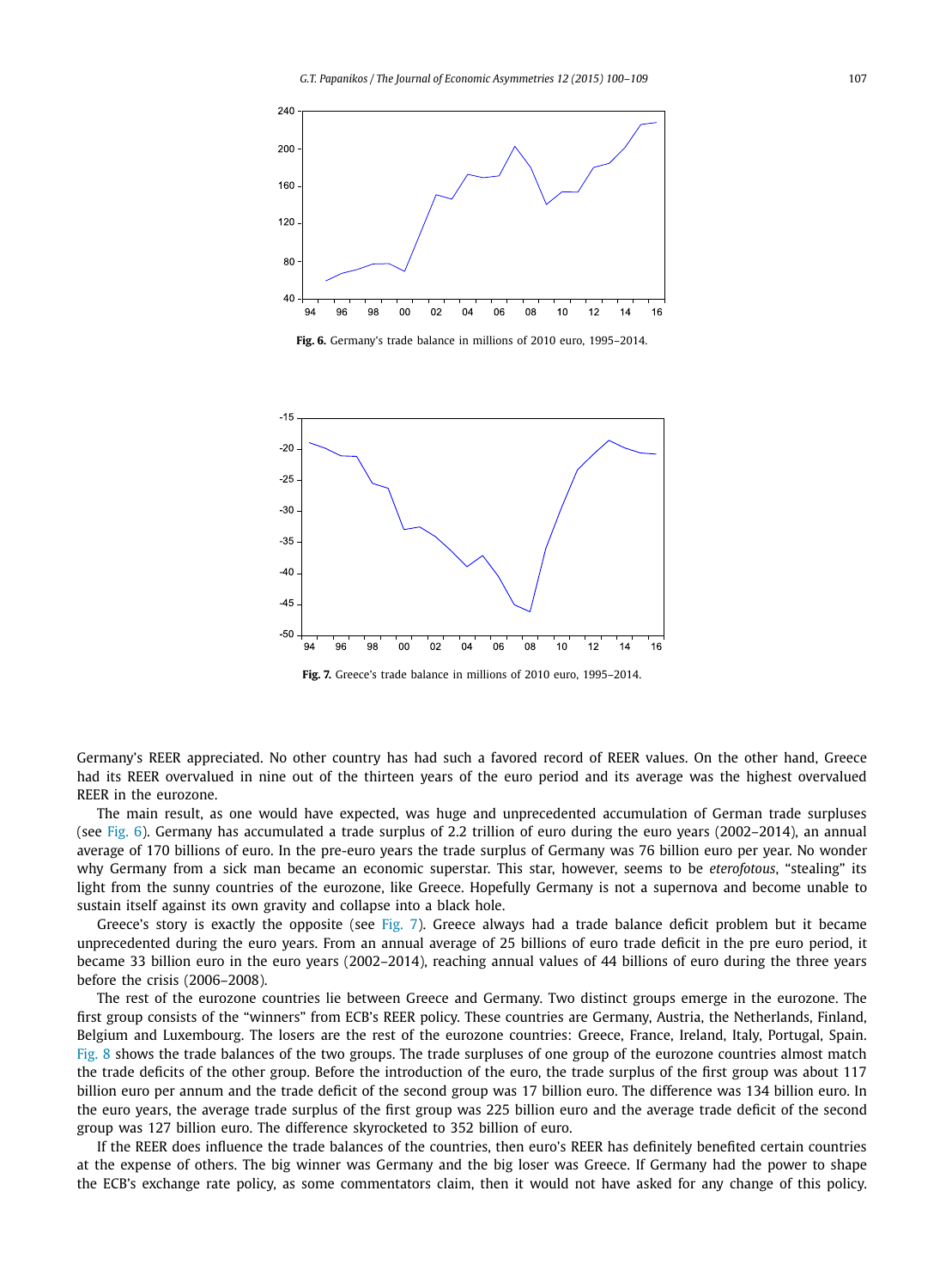240
200
160
120
80
40
94 96 98 00 02 04 06 08 10 12 14 16

**Fig. 6.** Germany's trade balance in millions of 2010 euro, 1995–2014.

-15
-20
-25
-30
-35
-40
-45
-50
94 96 98 00 02 04 06 08 10 12 14 16

**Fig. 7.** Greece's trade balance in millions of 2010 euro, 1995–2014.

Germany's REER appreciated. No other country has had such a favored record of REER values. On the other hand, Greece had its REER overvalued in nine out of the thirteen years of the euro period and its average was the highest overvalued REER in the eurozone.

The main result, as one would have expected, was huge and unprecedented accumulation of German trade surpluses (see Fig. 6). Germany has accumulated a trade surplus of 2.2 trillion of euro during the euro years (2002–2014), an annual average of 170 billions of euro. In the pre-euro years the trade surplus of Germany was 76 billion euro per year. No wonder why Germany from a sick man became an economic superstar. This star, however, seems to be *eterofotous*, "stealing" its light from the sunny countries of the eurozone, like Greece. Hopefully Germany is not a supernova and become unable to sustain itself against its own gravity and collapse into a black hole.

Greece's story is exactly the opposite (see Fig. 7). Greece always had a trade balance deficit problem but it became unprecedented during the euro years. From an annual average of 25 billions of euro trade deficit in the pre euro period, it became 33 billion euro in the euro years (2002–2014), reaching annual values of 44 billions of euro during the three years before the crisis (2006–2008).

The rest of the eurozone countries lie between Greece and Germany. Two distinct groups emerge in the eurozone. The first group consists of the "winners" from ECB's REER policy. These countries are Germany, Austria, the Netherlands, Finland, Belgium and Luxembourg. The losers are the rest of the eurozone countries: Greece, France, Ireland, Italy, Portugal, Spain. Fig. 8 shows the trade balances of the two groups. The trade surpluses of one group of the eurozone countries almost match the trade deficits of the other group. Before the introduction of the euro, the trade surplus of the first group was about 117 billion euro per annum and the trade deficit of the second group was 17 billion euro. The difference was 134 billion euro. In the euro years, the average trade surplus of the first group was 225 billion euro and the average trade deficit of the second group was 127 billion euro. The difference skyrocketed to 352 billion of euro.

If the REER does influence the trade balances of the countries, then euro's REER has definitely benefited certain countries at the expense of others. The big winner was Germany and the big loser was Greece. If Germany had the power to shape the ECB's exchange rate policy, as some commentators claim, then it would not have asked for any change of this policy.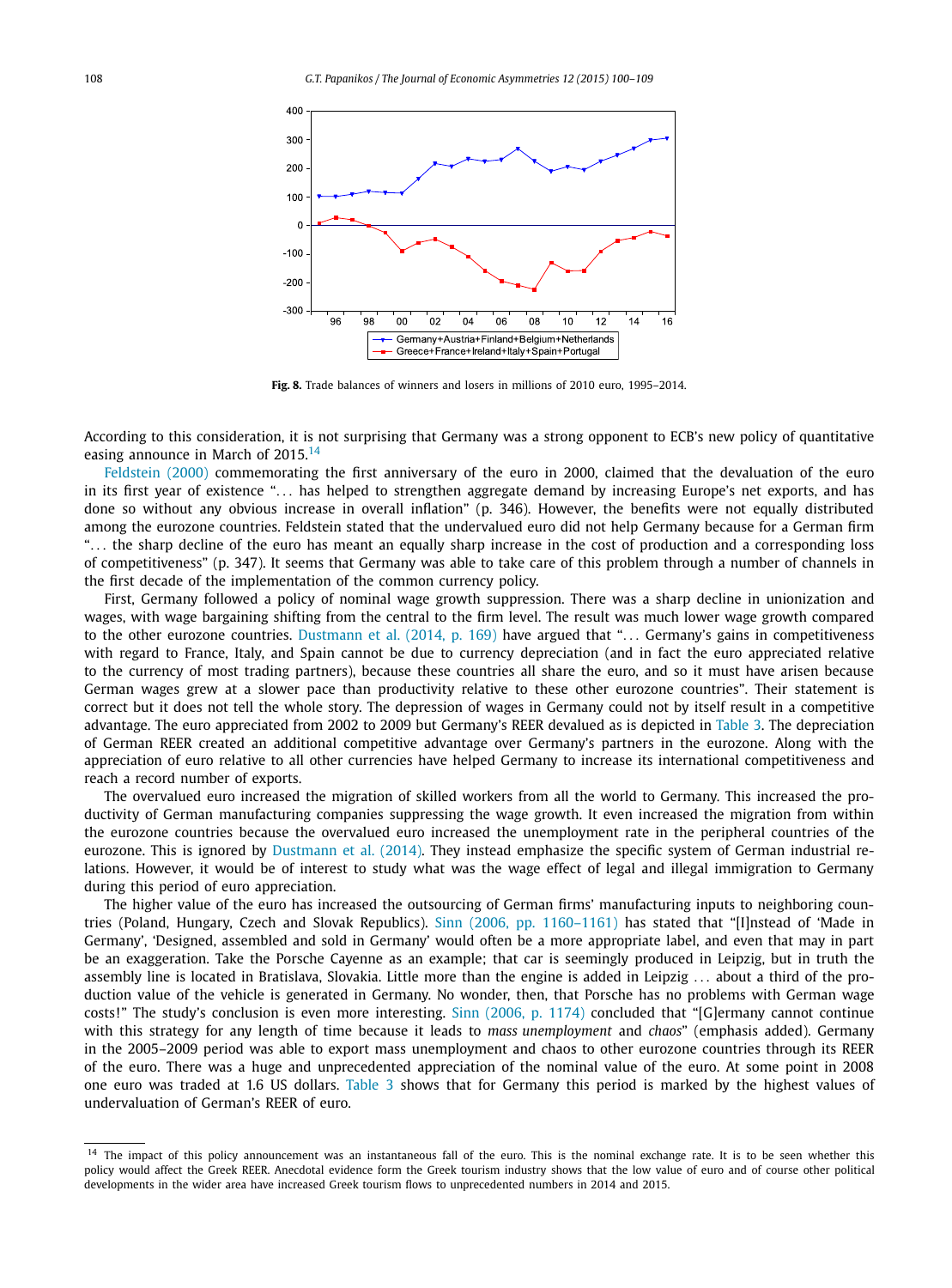400
300
200
100
0
-100
-200
-300
96 98 00 02 04 06 08 10 12 14 16
Germany+Austria+Finland+Belgium+Netherlands
Greece+France+Ireland+Italy+Spain+Portugal

**Fig. 8.** Trade balances of winners and losers in millions of 2010 euro, 1995–2014.

According to this consideration, it is not surprising that Germany was a strong opponent to ECB's new policy of quantitative easing announce in March of 2015.[14]

Feldstein (2000) commemorating the first anniversary of the euro in 2000, claimed that the devaluation of the euro in its first year of existence "... has helped to strengthen aggregate demand by increasing Europe's net exports, and has done so without any obvious increase in overall inflation" (p. 346). However, the benefits were not equally distributed among the eurozone countries. Feldstein stated that the undervalued euro did not help Germany because for a German firm "... the sharp decline of the euro has meant an equally sharp increase in the cost of production and a corresponding loss of competitiveness" (p. 347). It seems that Germany was able to take care of this problem through a number of channels in the first decade of the implementation of the common currency policy.

First, Germany followed a policy of nominal wage growth suppression. There was a sharp decline in unionization and wages, with wage bargaining shifting from the central to the firm level. The result was much lower wage growth compared to the other eurozone countries. Dustmann et al. (2014, p. 169) have argued that "... Germany's gains in competitiveness with regard to France, Italy, and Spain cannot be due to currency depreciation (and in fact the euro appreciated relative to the currency of most trading partners), because these countries all share the euro, and so it must have arisen because German wages grew at a slower pace than productivity relative to these other eurozone countries". Their statement is correct but it does not tell the whole story. The depression of wages in Germany could not by itself result in a competitive advantage. The euro appreciated from 2002 to 2009 but Germany's REER devalued as is depicted in Table 3. The depreciation of German REER created an additional competitive advantage over Germany's partners in the eurozone. Along with the appreciation of euro relative to all other currencies have helped Germany to increase its international competitiveness and reach a record number of exports.

The overvalued euro increased the migration of skilled workers from all the world to Germany. This increased the productivity of German manufacturing companies suppressing the wage growth. It even increased the migration from within the eurozone countries because the overvalued euro increased the unemployment rate in the peripheral countries of the eurozone. This is ignored by Dustmann et al. (2014). They instead emphasize the specific system of German industrial relations. However, it would be of interest to study what was the wage effect of legal and illegal immigration to Germany during this period of euro appreciation.

The higher value of the euro has increased the outsourcing of German firms' manufacturing inputs to neighboring countries (Poland, Hungary, Czech and Slovak Republics). Sinn (2006, pp. 1160–1161) has stated that "[I]nstead of 'Made in Germany', 'Designed, assembled and sold in Germany' would often be a more appropriate label, and even that may in part be an exaggeration. Take the Porsche Cayenne as an example; that car is seemingly produced in Leipzig, but in truth the assembly line is located in Bratislava, Slovakia. Little more than the engine is added in Leipzig ... about a third of the production value of the vehicle is generated in Germany. No wonder, then, that Porsche has no problems with German wage costs!" The study's conclusion is even more interesting. Sinn (2006, p. 1174) concluded that "[G]ermany cannot continue with this strategy for any length of time because it leads to *mass unemployment* and *chaos*" (emphasis added). Germany in the 2005–2009 period was able to export mass unemployment and chaos to other eurozone countries through its REER of the euro. There was a huge and unprecedented appreciation of the nominal value of the euro. At some point in 2008 one euro was traded at 1.6 US dollars. Table 3 shows that for Germany this period is marked by the highest values of undervaluation of German's REER of euro.

[14] The impact of this policy announcement was an instantaneous fall of the euro. This is the nominal exchange rate. It is to be seen whether this policy would affect the Greek REER. Anecdotal evidence form the Greek tourism industry shows that the low value of euro and of course other political developments in the wider area have increased Greek tourism flows to unprecedented numbers in 2014 and 2015.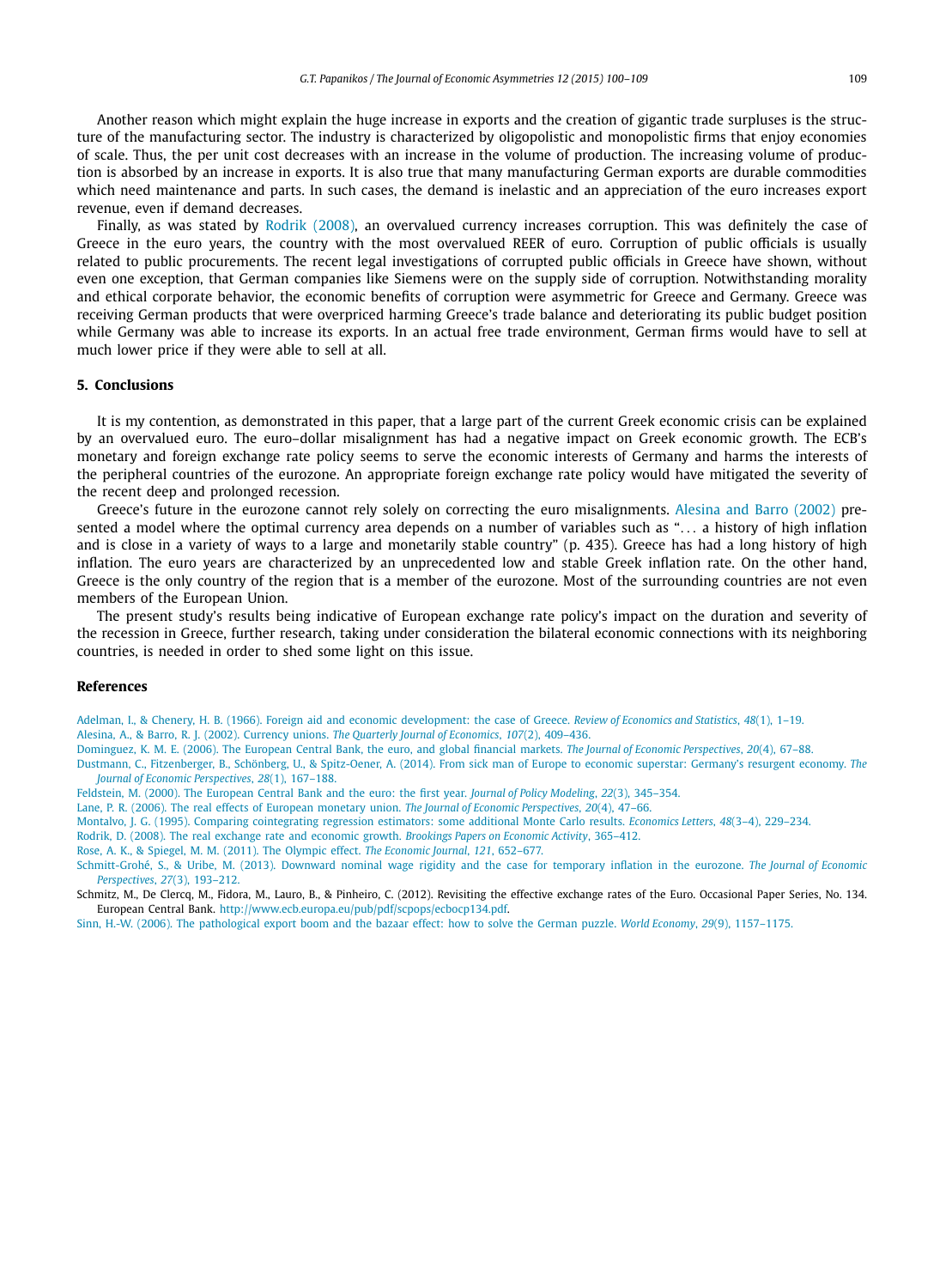Another reason which might explain the huge increase in exports and the creation of gigantic trade surpluses is the structure of the manufacturing sector. The industry is characterized by oligopolistic and monopolistic firms that enjoy economies of scale. Thus, the per unit cost decreases with an increase in the volume of production. The increasing volume of production is absorbed by an increase in exports. It is also true that many manufacturing German exports are durable commodities which need maintenance and parts. In such cases, the demand is inelastic and an appreciation of the euro increases export revenue, even if demand decreases.

Finally, as was stated by Rodrik (2008), an overvalued currency increases corruption. This was definitely the case of Greece in the euro years, the country with the most overvalued REER of euro. Corruption of public officials is usually related to public procurements. The recent legal investigations of corrupted public officials in Greece have shown, without even one exception, that German companies like Siemens were on the supply side of corruption. Notwithstanding morality and ethical corporate behavior, the economic benefits of corruption were asymmetric for Greece and Germany. Greece was receiving German products that were overpriced harming Greece's trade balance and deteriorating its public budget position while Germany was able to increase its exports. In an actual free trade environment, German firms would have to sell at much lower price if they were able to sell at all.

## 5. Conclusions

It is my contention, as demonstrated in this paper, that a large part of the current Greek economic crisis can be explained by an overvalued euro. The euro–dollar misalignment has had a negative impact on Greek economic growth. The ECB's monetary and foreign exchange rate policy seems to serve the economic interests of Germany and harms the interests of the peripheral countries of the eurozone. An appropriate foreign exchange rate policy would have mitigated the severity of the recent deep and prolonged recession.

Greece's future in the eurozone cannot rely solely on correcting the euro misalignments. Alesina and Barro (2002) presented a model where the optimal currency area depends on a number of variables such as "... a history of high inflation and is close in a variety of ways to a large and monetarily stable country" (p. 435). Greece has had a long history of high inflation. The euro years are characterized by an unprecedented low and stable Greek inflation rate. On the other hand, Greece is the only country of the region that is a member of the eurozone. Most of the surrounding countries are not even members of the European Union.

The present study's results being indicative of European exchange rate policy's impact on the duration and severity of the recession in Greece, further research, taking under consideration the bilateral economic connections with its neighboring countries, is needed in order to shed some light on this issue.

## References

Adelman, I., & Chenery, H. B. (1966). Foreign aid and economic development: the case of Greece. *Review of Economics and Statistics*, *48*(1), 1–19.

Alesina, A., & Barro, R. J. (2002). Currency unions. *The Quarterly Journal of Economics*, *107*(2), 409–436.

Dominguez, K. M. E. (2006). The European Central Bank, the euro, and global financial markets. *The Journal of Economic Perspectives*, *20*(4), 67–88.

Dustmann, C., Fitzenberger, B., Schönberg, U., & Spitz-Oener, A. (2014). From sick man of Europe to economic superstar: Germany's resurgent economy. *The Journal of Economic Perspectives*, *28*(1), 167–188.

Feldstein, M. (2000). The European Central Bank and the euro: the first year. *Journal of Policy Modeling*, *22*(3), 345–354.

Lane, P. R. (2006). The real effects of European monetary union. *The Journal of Economic Perspectives*, *20*(4), 47–66.

Montalvo, J. G. (1995). Comparing cointegrating regression estimators: some additional Monte Carlo results. *Economics Letters*, *48*(3–4), 229–234.

Rodrik, D. (2008). The real exchange rate and economic growth. *Brookings Papers on Economic Activity*, 365–412.

Rose, A. K., & Spiegel, M. M. (2011). The Olympic effect. *The Economic Journal*, *121*, 652–677.

Schmitt-Grohé, S., & Uribe, M. (2013). Downward nominal wage rigidity and the case for temporary inflation in the eurozone. *The Journal of Economic Perspectives*, *27*(3), 193–212.

Schmitz, M., De Clercq, M., Fidora, M., Lauro, B., & Pinheiro, C. (2012). Revisiting the effective exchange rates of the Euro. Occasional Paper Series, No. 134. European Central Bank. http://www.ecb.europa.eu/pub/pdf/scpops/ecbocp134.pdf.

Sinn, H.-W. (2006). The pathological export boom and the bazaar effect: how to solve the German puzzle. *World Economy*, *29*(9), 1157–1175.